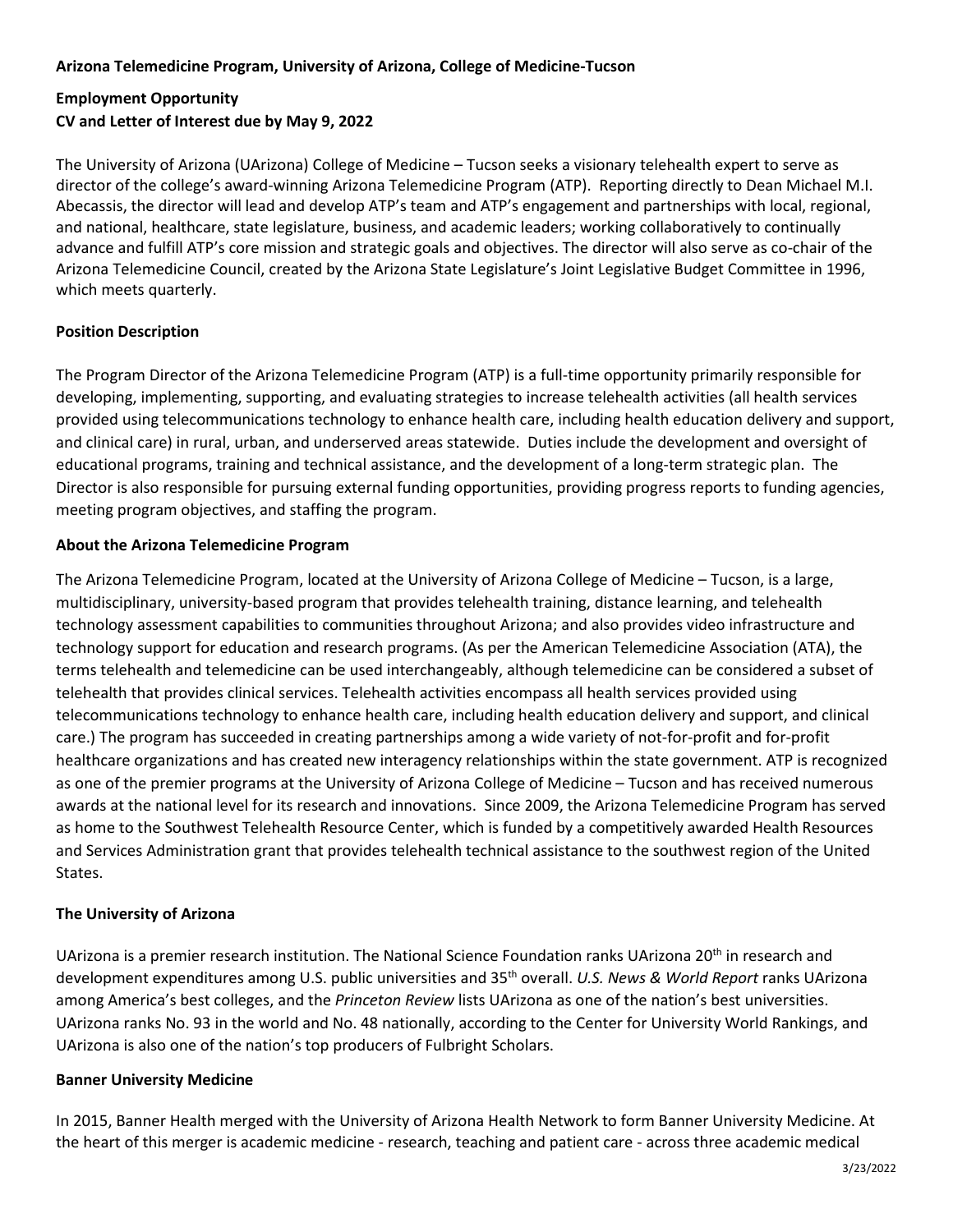**Arizona Telemedicine Program, University of Arizona, College of Medicine-Tucson**

**Employment Opportunity**
**CV and Letter of Interest due by May 9, 2022**

The University of Arizona (UArizona) College of Medicine – Tucson seeks a visionary telehealth expert to serve as director of the college's award-winning Arizona Telemedicine Program (ATP). Reporting directly to Dean Michael M.I. Abecassis, the director will lead and develop ATP's team and ATP's engagement and partnerships with local, regional, and national, healthcare, state legislature, business, and academic leaders; working collaboratively to continually advance and fulfill ATP's core mission and strategic goals and objectives. The director will also serve as co-chair of the Arizona Telemedicine Council, created by the Arizona State Legislature's Joint Legislative Budget Committee in 1996, which meets quarterly.

## Position Description

The Program Director of the Arizona Telemedicine Program (ATP) is a full-time opportunity primarily responsible for developing, implementing, supporting, and evaluating strategies to increase telehealth activities (all health services provided using telecommunications technology to enhance health care, including health education delivery and support, and clinical care) in rural, urban, and underserved areas statewide. Duties include the development and oversight of educational programs, training and technical assistance, and the development of a long-term strategic plan. The Director is also responsible for pursuing external funding opportunities, providing progress reports to funding agencies, meeting program objectives, and staffing the program.

## About the Arizona Telemedicine Program

The Arizona Telemedicine Program, located at the University of Arizona College of Medicine – Tucson, is a large, multidisciplinary, university-based program that provides telehealth training, distance learning, and telehealth technology assessment capabilities to communities throughout Arizona; and also provides video infrastructure and technology support for education and research programs. (As per the American Telemedicine Association (ATA), the terms telehealth and telemedicine can be used interchangeably, although telemedicine can be considered a subset of telehealth that provides clinical services. Telehealth activities encompass all health services provided using telecommunications technology to enhance health care, including health education delivery and support, and clinical care.) The program has succeeded in creating partnerships among a wide variety of not-for-profit and for-profit healthcare organizations and has created new interagency relationships within the state government. ATP is recognized as one of the premier programs at the University of Arizona College of Medicine – Tucson and has received numerous awards at the national level for its research and innovations. Since 2009, the Arizona Telemedicine Program has served as home to the Southwest Telehealth Resource Center, which is funded by a competitively awarded Health Resources and Services Administration grant that provides telehealth technical assistance to the southwest region of the United States.

## The University of Arizona

UArizona is a premier research institution. The National Science Foundation ranks UArizona 20th in research and development expenditures among U.S. public universities and 35th overall. *U.S. News & World Report* ranks UArizona among America's best colleges, and the *Princeton Review* lists UArizona as one of the nation's best universities. UArizona ranks No. 93 in the world and No. 48 nationally, according to the Center for University World Rankings, and UArizona is also one of the nation's top producers of Fulbright Scholars.

## Banner University Medicine

In 2015, Banner Health merged with the University of Arizona Health Network to form Banner University Medicine. At the heart of this merger is academic medicine - research, teaching and patient care - across three academic medical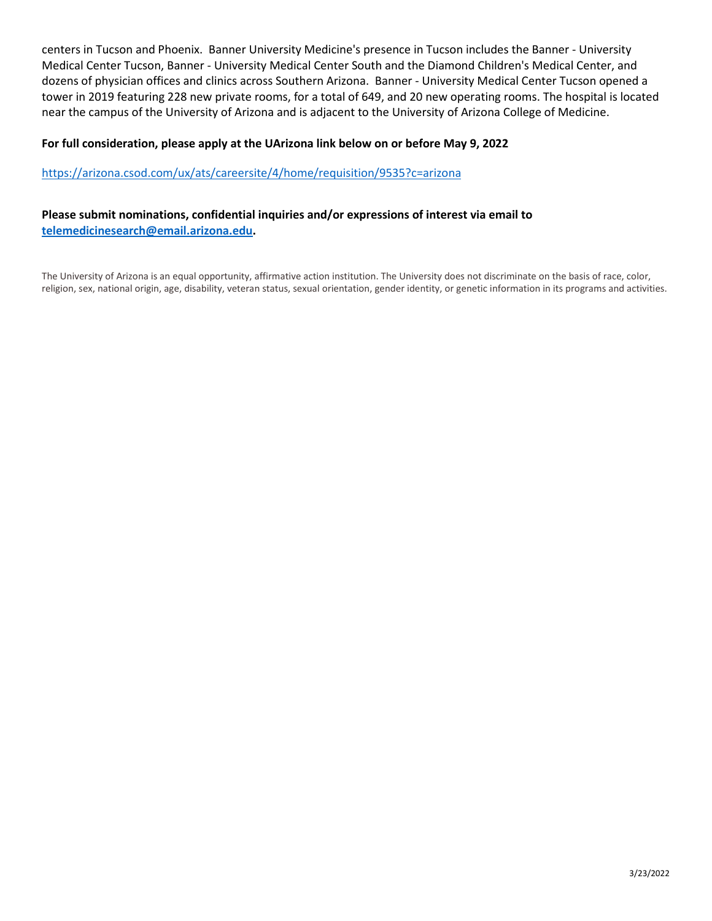centers in Tucson and Phoenix. Banner University Medicine's presence in Tucson includes the Banner - University Medical Center Tucson, Banner - University Medical Center South and the Diamond Children's Medical Center, and dozens of physician offices and clinics across Southern Arizona. Banner - University Medical Center Tucson opened a tower in 2019 featuring 228 new private rooms, for a total of 649, and 20 new operating rooms. The hospital is located near the campus of the University of Arizona and is adjacent to the University of Arizona College of Medicine.

**For full consideration, please apply at the UArizona link below on or before May 9, 2022**

https://arizona.csod.com/ux/ats/careersite/4/home/requisition/9535?c=arizona

**Please submit nominations, confidential inquiries and/or expressions of interest via email to telemedicinesearch@email.arizona.edu.**

The University of Arizona is an equal opportunity, affirmative action institution. The University does not discriminate on the basis of race, color, religion, sex, national origin, age, disability, veteran status, sexual orientation, gender identity, or genetic information in its programs and activities.

3/23/2022